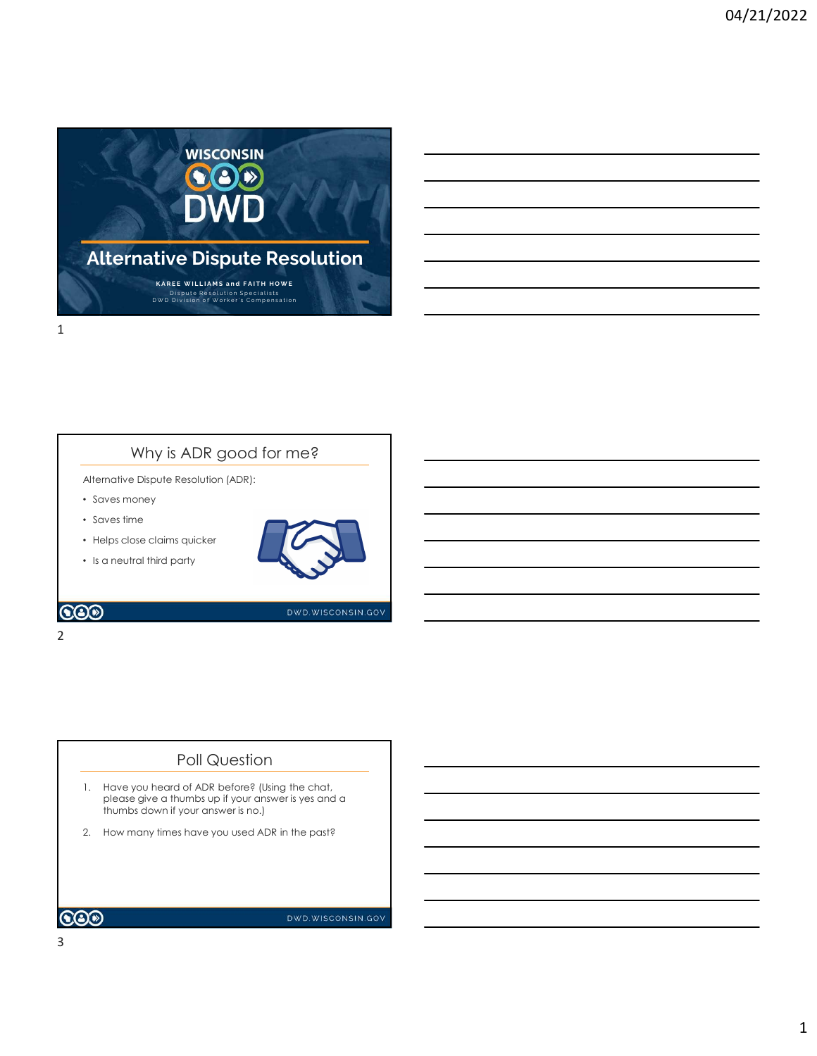# Alternative Dispute Resolution

WISCONSIN DWD

**KAREE WILLIAMS and FAITH HOWE**

Dispute Resolution Specialists
DWD Division of Worker's Compensation

## Why is ADR good for me?

Alternative Dispute Resolution (ADR):

- Saves money
- Saves time
- Helps close claims quicker
- Is a neutral third party

DWD.WISCONSIN.GOV

## Poll Question

1. Have you heard of ADR before? (Using the chat, please give a thumbs up if your answer is yes and a thumbs down if your answer is no.)
2. How many times have you used ADR in the past?

DWD.WISCONSIN.GOV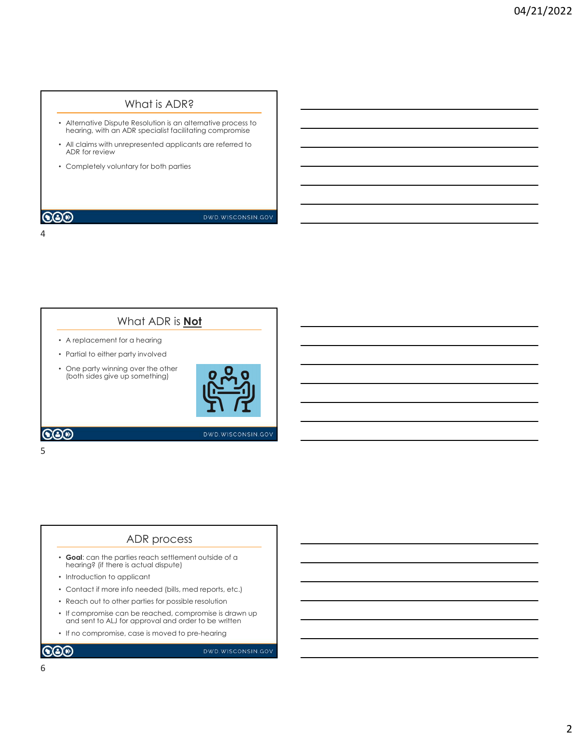## What is ADR?

- Alternative Dispute Resolution is an alternative process to hearing, with an ADR specialist facilitating compromise
- All claims with unrepresented applicants are referred to ADR for review
- Completely voluntary for both parties

## What ADR is **Not**

- A replacement for a hearing
- Partial to either party involved
- One party winning over the other (both sides give up something)

## ADR process

- **Goal**: can the parties reach settlement outside of a hearing? (if there is actual dispute)
- Introduction to applicant
- Contact if more info needed (bills, med reports, etc.)
- Reach out to other parties for possible resolution
- If compromise can be reached, compromise is drawn up and sent to ALJ for approval and order to be written
- If no compromise, case is moved to pre-hearing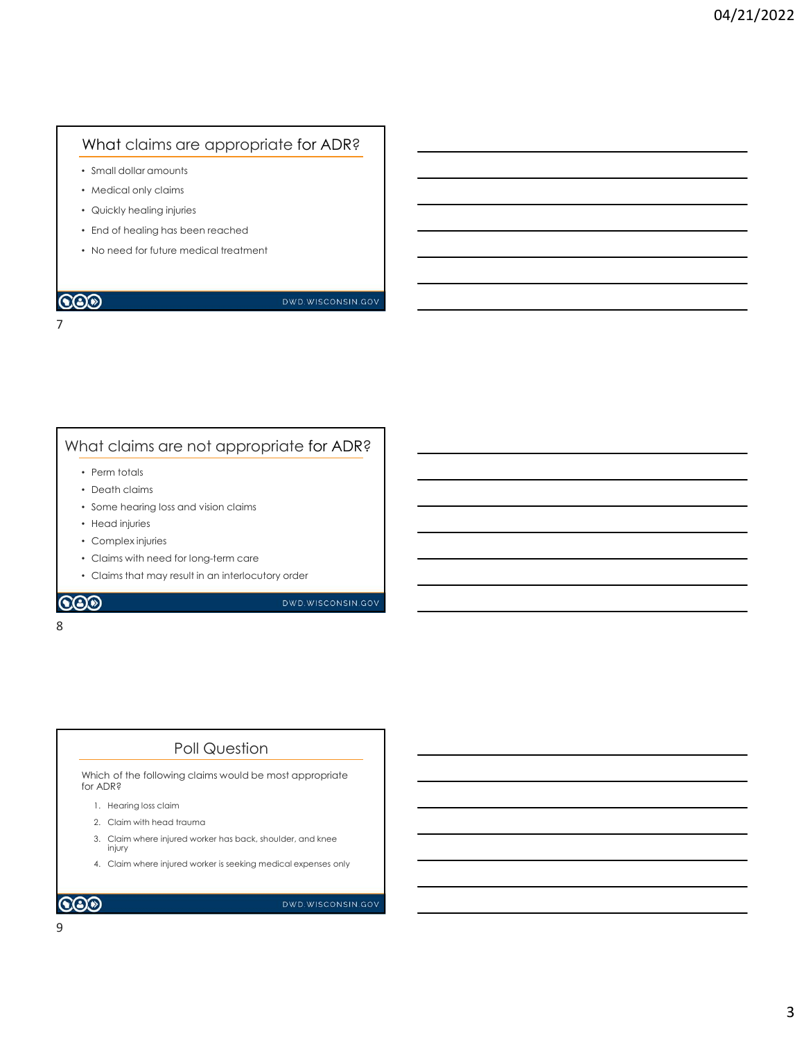## What claims are appropriate for ADR?

- Small dollar amounts
- Medical only claims
- Quickly healing injuries
- End of healing has been reached
- No need for future medical treatment

## What claims are not appropriate for ADR?

- Perm totals
- Death claims
- Some hearing loss and vision claims
- Head injuries
- Complex injuries
- Claims with need for long-term care
- Claims that may result in an interlocutory order

## Poll Question

Which of the following claims would be most appropriate for ADR?

1. Hearing loss claim
2. Claim with head trauma
3. Claim where injured worker has back, shoulder, and knee injury
4. Claim where injured worker is seeking medical expenses only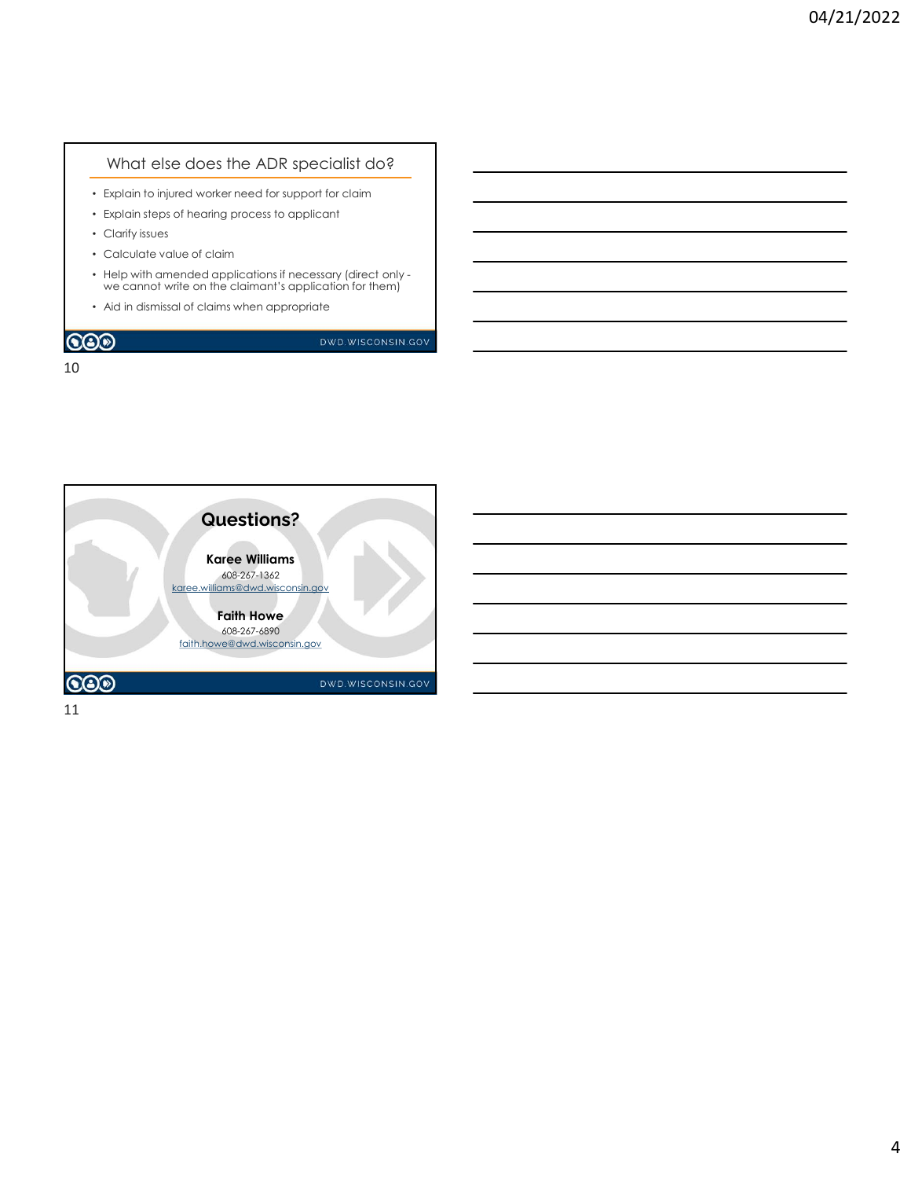## What else does the ADR specialist do?

- Explain to injured worker need for support for claim
- Explain steps of hearing process to applicant
- Clarify issues
- Calculate value of claim
- Help with amended applications if necessary (direct only - we cannot write on the claimant's application for them)
- Aid in dismissal of claims when appropriate

DWD.WISCONSIN.GOV

## Questions?

**Karee Williams**
608-267-1362
karee.williams@dwd.wisconsin.gov

**Faith Howe**
608-267-6890
faith.howe@dwd.wisconsin.gov

DWD.WISCONSIN.GOV